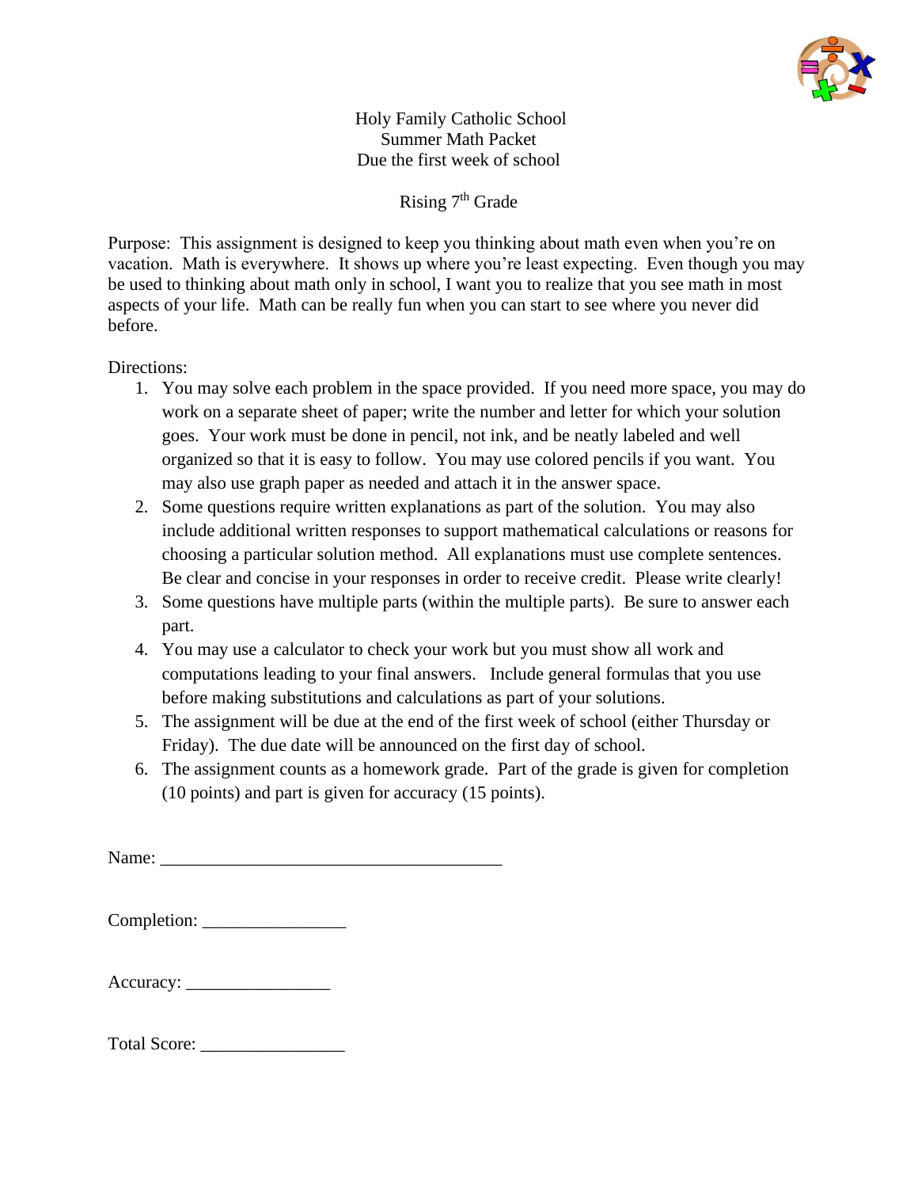# Holy Family Catholic School
## Summer Math Packet
### Due the first week of school

### Rising 7th Grade

Purpose: This assignment is designed to keep you thinking about math even when you're on vacation. Math is everywhere. It shows up where you're least expecting. Even though you may be used to thinking about math only in school, I want you to realize that you see math in most aspects of your life. Math can be really fun when you can start to see where you never did before.

Directions:

1. You may solve each problem in the space provided. If you need more space, you may do work on a separate sheet of paper; write the number and letter for which your solution goes. Your work must be done in pencil, not ink, and be neatly labeled and well organized so that it is easy to follow. You may use colored pencils if you want. You may also use graph paper as needed and attach it in the answer space.
2. Some questions require written explanations as part of the solution. You may also include additional written responses to support mathematical calculations or reasons for choosing a particular solution method. All explanations must use complete sentences. Be clear and concise in your responses in order to receive credit. Please write clearly!
3. Some questions have multiple parts (within the multiple parts). Be sure to answer each part.
4. You may use a calculator to check your work but you must show all work and computations leading to your final answers. Include general formulas that you use before making substitutions and calculations as part of your solutions.
5. The assignment will be due at the end of the first week of school (either Thursday or Friday). The due date will be announced on the first day of school.
6. The assignment counts as a homework grade. Part of the grade is given for completion (10 points) and part is given for accuracy (15 points).

Name: ______________________________________

Completion: ________________

Accuracy: ________________

Total Score: ________________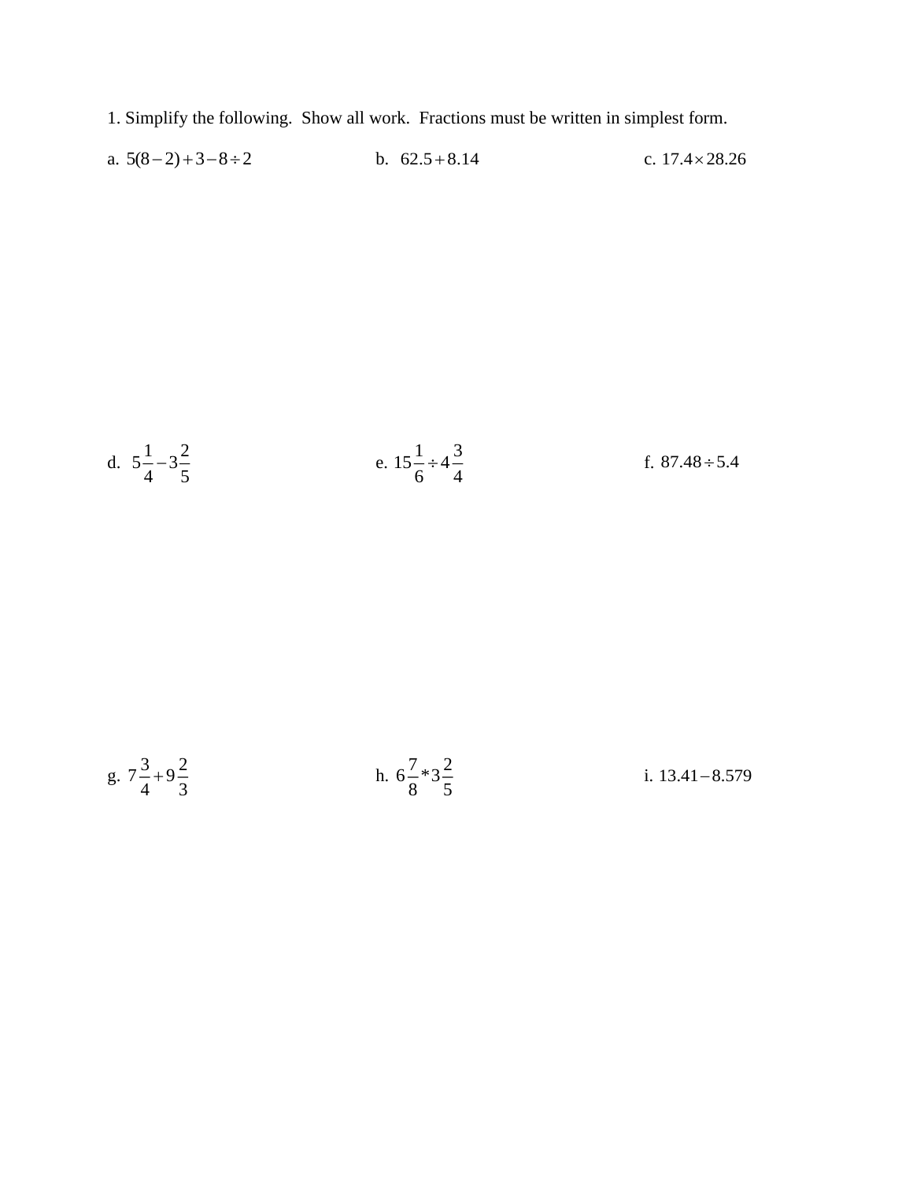1. Simplify the following. Show all work. Fractions must be written in simplest form.

a. $5(8-2)+3-8\div 2$

b. $62.5+8.14$

c. $17.4\times 28.26$

d. $5\frac{1}{4}-3\frac{2}{5}$

e. $15\frac{1}{6}\div 4\frac{3}{4}$

f. $87.48\div 5.4$

g. $7\frac{3}{4}+9\frac{2}{3}$

h. $6\frac{7}{8}*3\frac{2}{5}$

i. $13.41-8.579$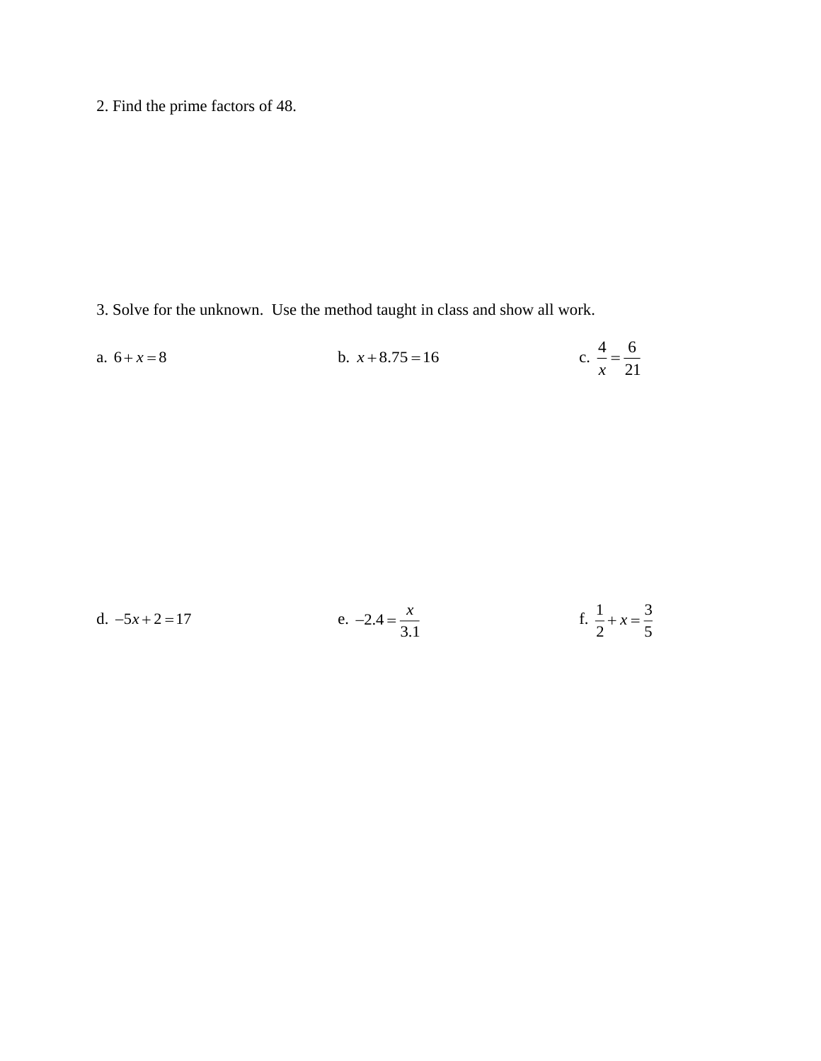2. Find the prime factors of 48.

3. Solve for the unknown. Use the method taught in class and show all work.

a. $6 + x = 8$

b. $x + 8.75 = 16$

c. $\frac{4}{x} = \frac{6}{21}$

d. $-5x + 2 = 17$

e. $-2.4 = \frac{x}{3.1}$

f. $\frac{1}{2} + x = \frac{3}{5}$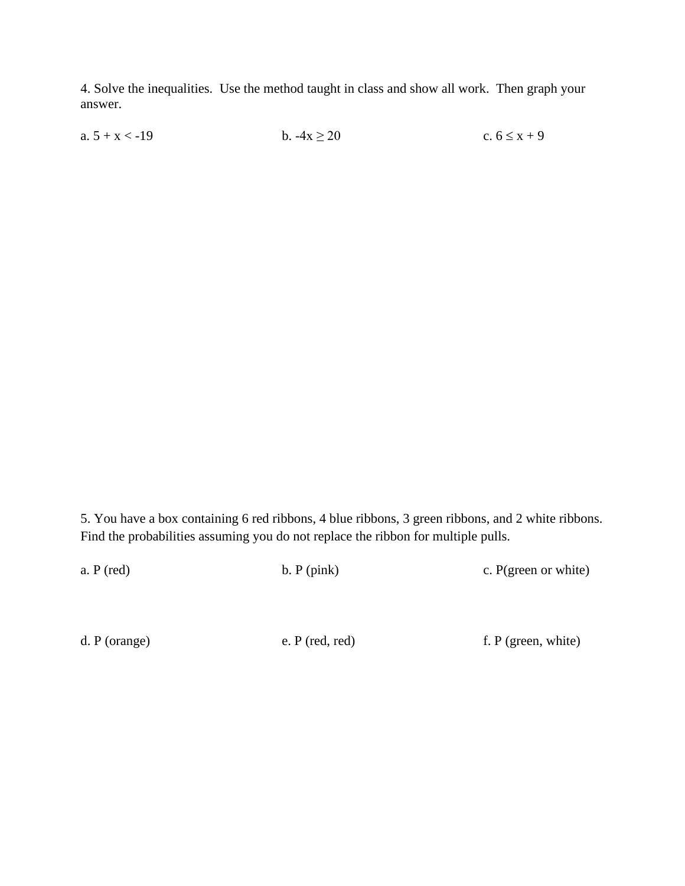4. Solve the inequalities. Use the method taught in class and show all work. Then graph your answer.

a. $5 + x < -19$

b. $-4x \geq 20$

c. $6 \leq x + 9$

5. You have a box containing 6 red ribbons, 4 blue ribbons, 3 green ribbons, and 2 white ribbons. Find the probabilities assuming you do not replace the ribbon for multiple pulls.

a. P (red)

b. P (pink)

c. P(green or white)

d. P (orange)

e. P (red, red)

f. P (green, white)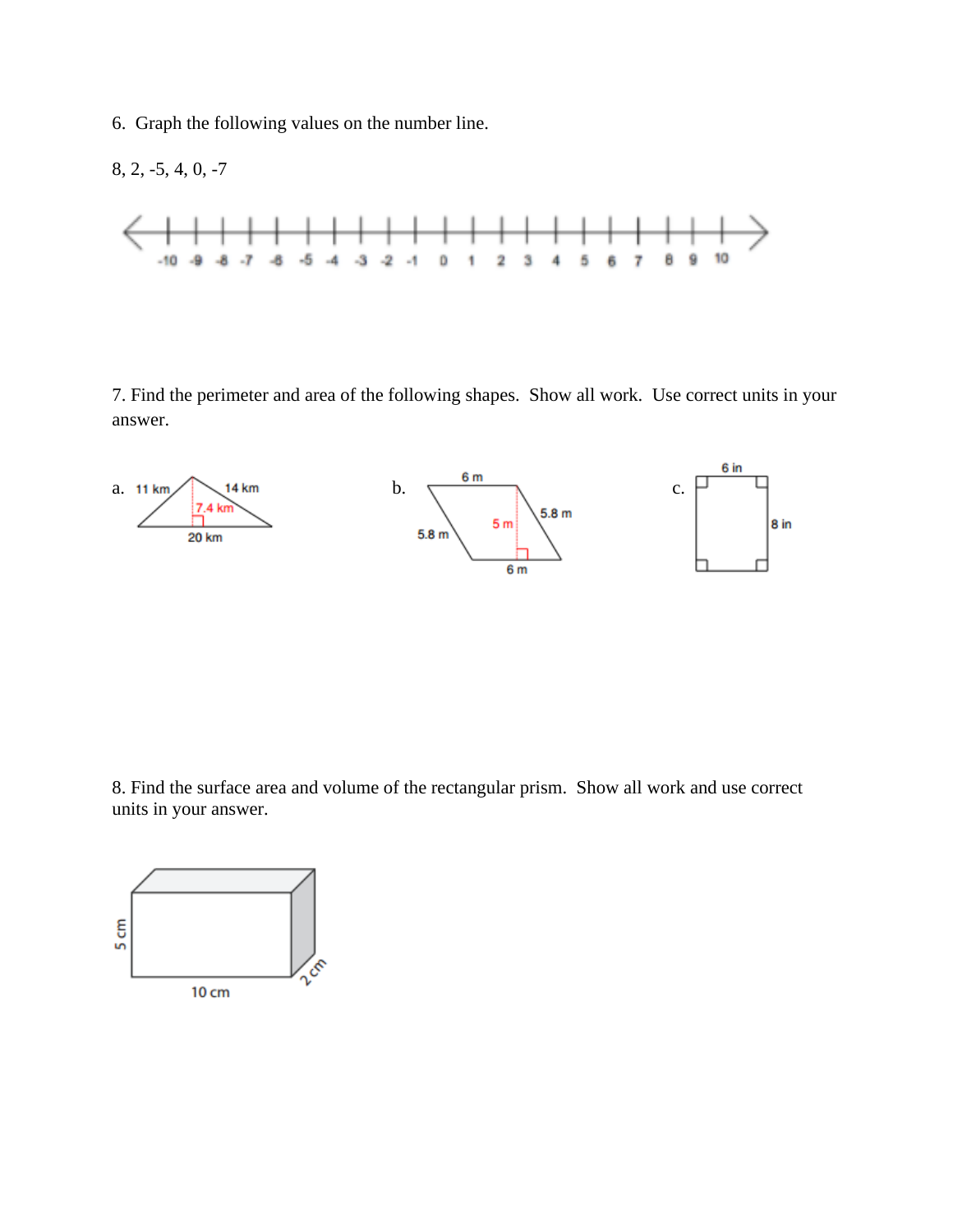6. Graph the following values on the number line.

8, 2, -5, 4, 0, -7

-10 -9 -8 -7 -6 -5 -4 -3 -2 -1 0 1 2 3 4 5 6 7 8 9 10

7. Find the perimeter and area of the following shapes. Show all work. Use correct units in your answer.

a. 11 km, 14 km, 7.4 km, 20 km

b. 6 m, 5.8 m, 5 m, 5.8 m, 6 m

c. 6 in, 8 in

8. Find the surface area and volume of the rectangular prism. Show all work and use correct units in your answer.

5 cm, 10 cm, 2 cm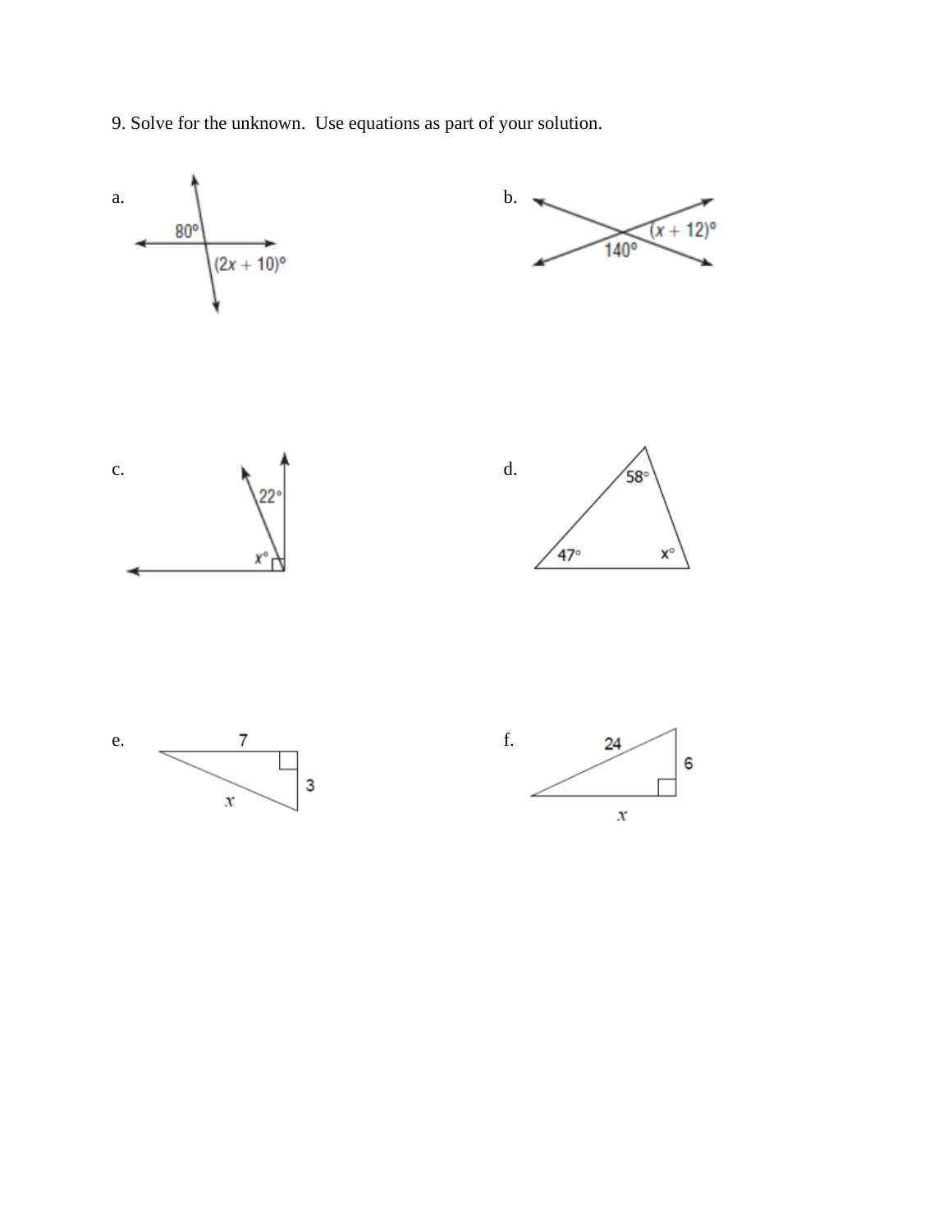9. Solve for the unknown. Use equations as part of your solution.

a.

$80°$

$(2x + 10)°$

b.

$(x + 12)°$

$140°$

c.

$22°$

$x°$

d.

$58°$

$47°$

$x°$

e.

7

3

$x$

f.

24

6

$x$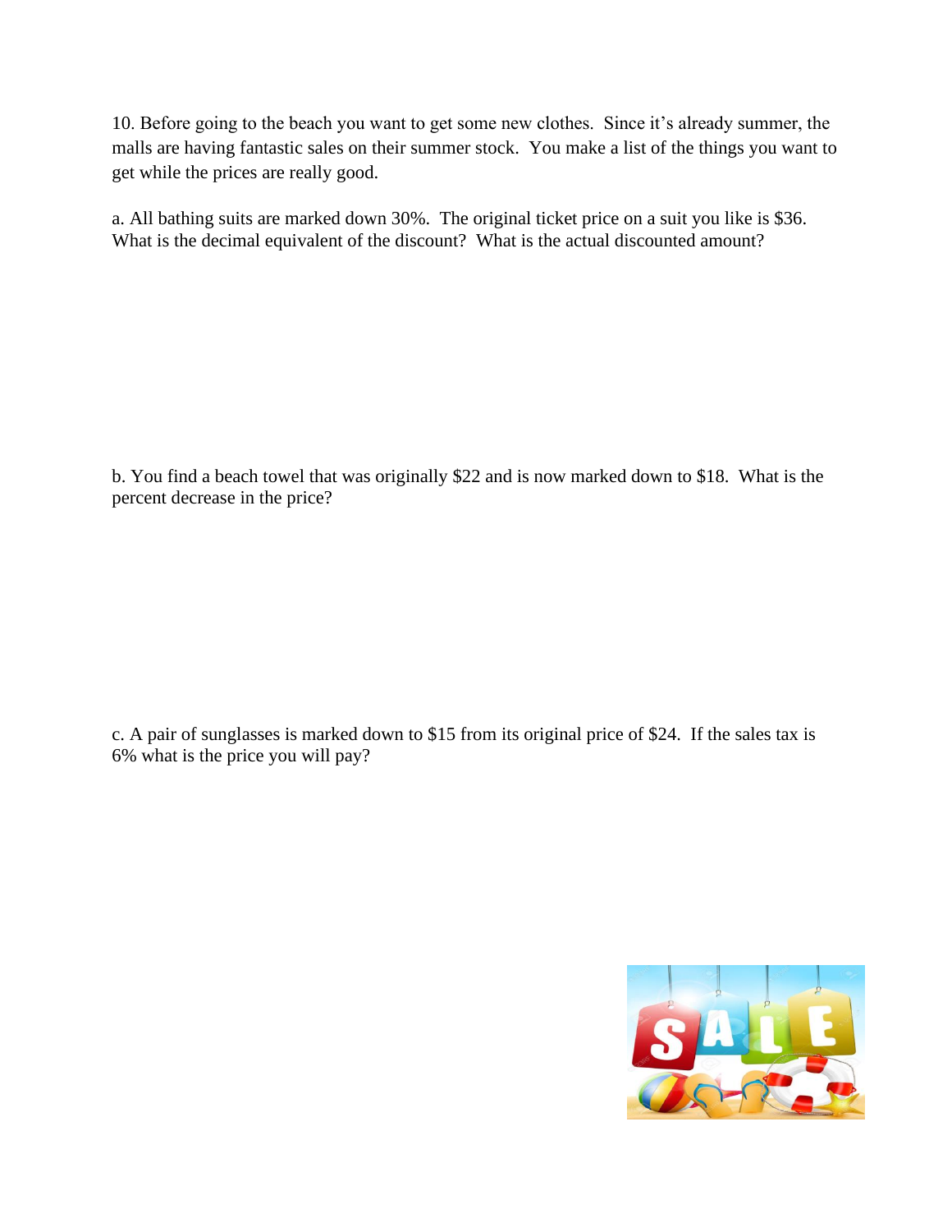10. Before going to the beach you want to get some new clothes. Since it's already summer, the malls are having fantastic sales on their summer stock. You make a list of the things you want to get while the prices are really good.

a. All bathing suits are marked down 30%. The original ticket price on a suit you like is $36. What is the decimal equivalent of the discount? What is the actual discounted amount?

b. You find a beach towel that was originally $22 and is now marked down to $18. What is the percent decrease in the price?

c. A pair of sunglasses is marked down to $15 from its original price of $24. If the sales tax is 6% what is the price you will pay?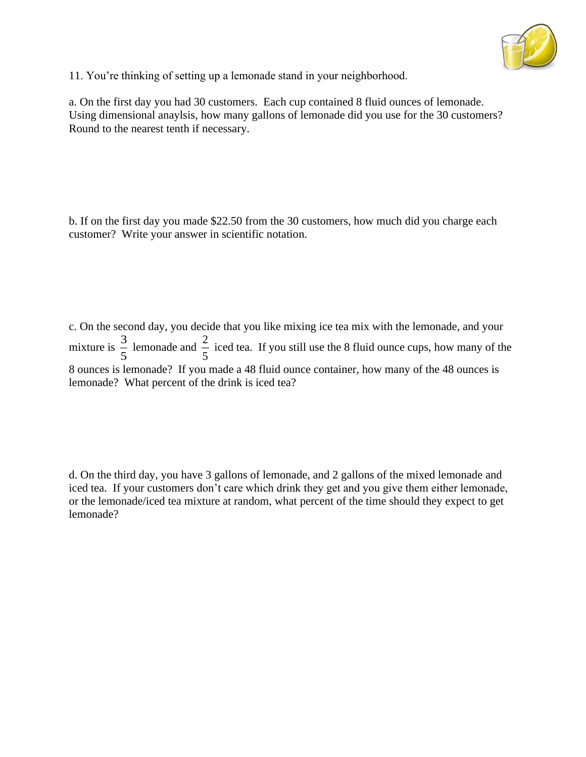11. You're thinking of setting up a lemonade stand in your neighborhood.

a. On the first day you had 30 customers. Each cup contained 8 fluid ounces of lemonade. Using dimensional anaylsis, how many gallons of lemonade did you use for the 30 customers? Round to the nearest tenth if necessary.

b. If on the first day you made $22.50 from the 30 customers, how much did you charge each customer? Write your answer in scientific notation.

c. On the second day, you decide that you like mixing ice tea mix with the lemonade, and your mixture is $\frac{3}{5}$ lemonade and $\frac{2}{5}$ iced tea. If you still use the 8 fluid ounce cups, how many of the 8 ounces is lemonade? If you made a 48 fluid ounce container, how many of the 48 ounces is lemonade? What percent of the drink is iced tea?

d. On the third day, you have 3 gallons of lemonade, and 2 gallons of the mixed lemonade and iced tea. If your customers don't care which drink they get and you give them either lemonade, or the lemonade/iced tea mixture at random, what percent of the time should they expect to get lemonade?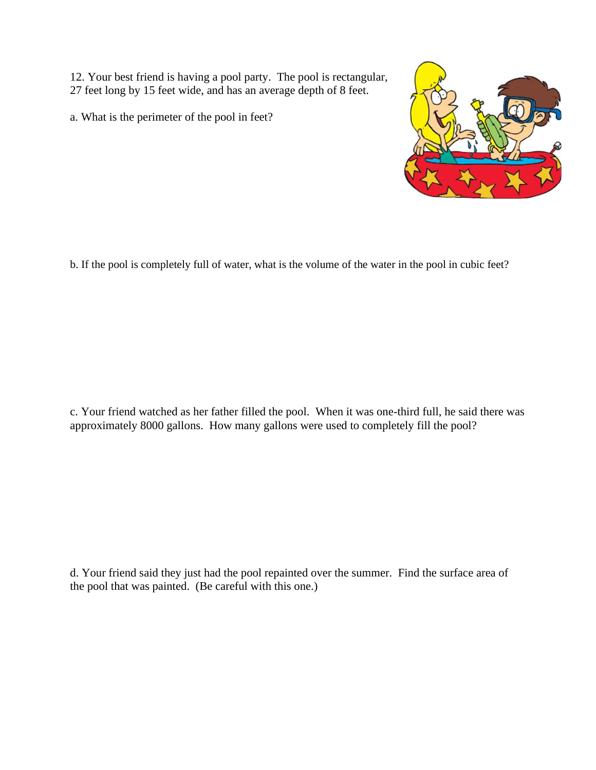12. Your best friend is having a pool party. The pool is rectangular, 27 feet long by 15 feet wide, and has an average depth of 8 feet.

a. What is the perimeter of the pool in feet?

b. If the pool is completely full of water, what is the volume of the water in the pool in cubic feet?

c. Your friend watched as her father filled the pool. When it was one-third full, he said there was approximately 8000 gallons. How many gallons were used to completely fill the pool?

d. Your friend said they just had the pool repainted over the summer. Find the surface area of the pool that was painted. (Be careful with this one.)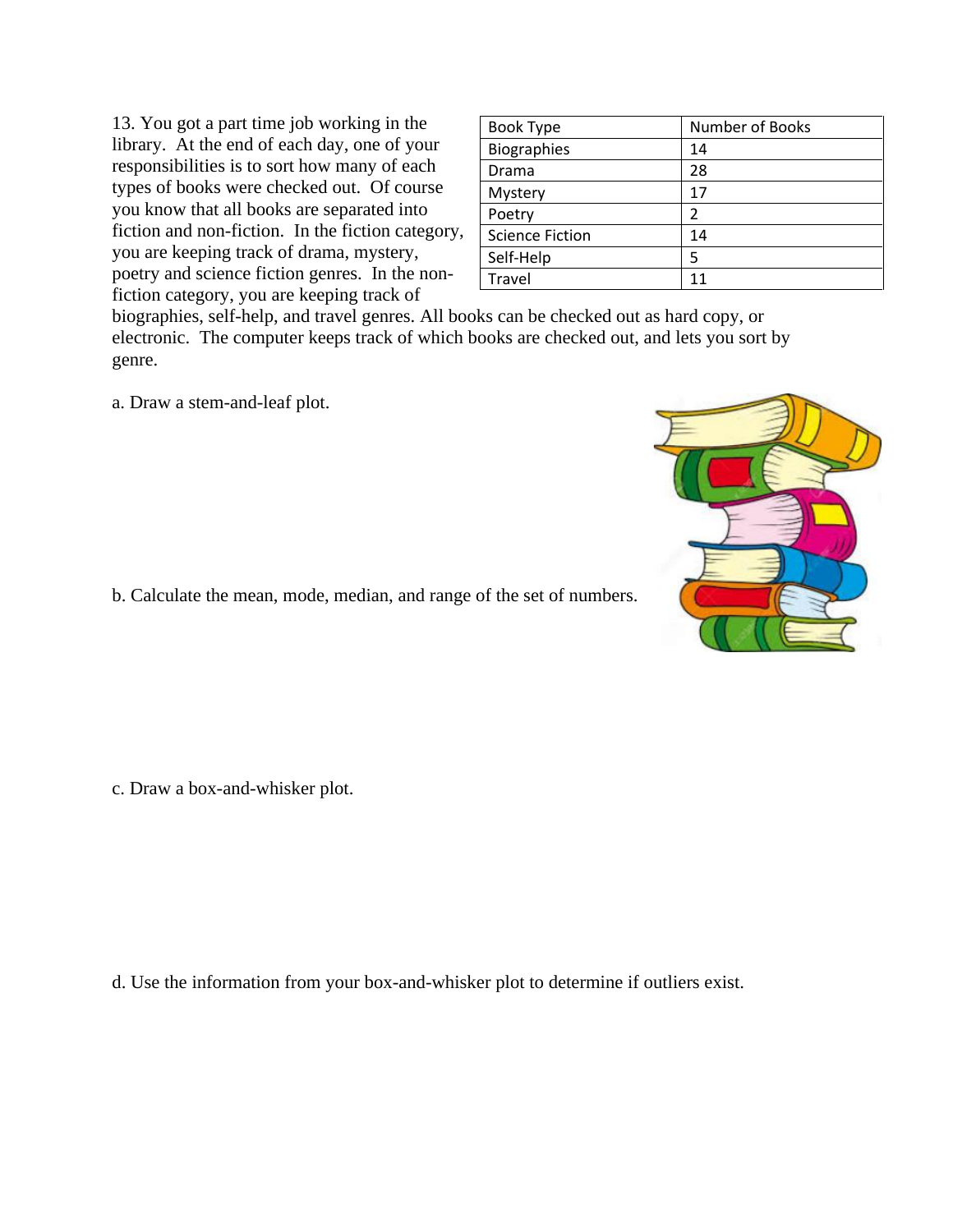13. You got a part time job working in the library. At the end of each day, one of your responsibilities is to sort how many of each types of books were checked out. Of course you know that all books are separated into fiction and non-fiction. In the fiction category, you are keeping track of drama, mystery, poetry and science fiction genres. In the non-fiction category, you are keeping track of biographies, self-help, and travel genres. All books can be checked out as hard copy, or electronic. The computer keeps track of which books are checked out, and lets you sort by genre.

| Book Type | Number of Books |
|---|---|
| Biographies | 14 |
| Drama | 28 |
| Mystery | 17 |
| Poetry | 2 |
| Science Fiction | 14 |
| Self-Help | 5 |
| Travel | 11 |

a. Draw a stem-and-leaf plot.

b. Calculate the mean, mode, median, and range of the set of numbers.

c. Draw a box-and-whisker plot.

d. Use the information from your box-and-whisker plot to determine if outliers exist.